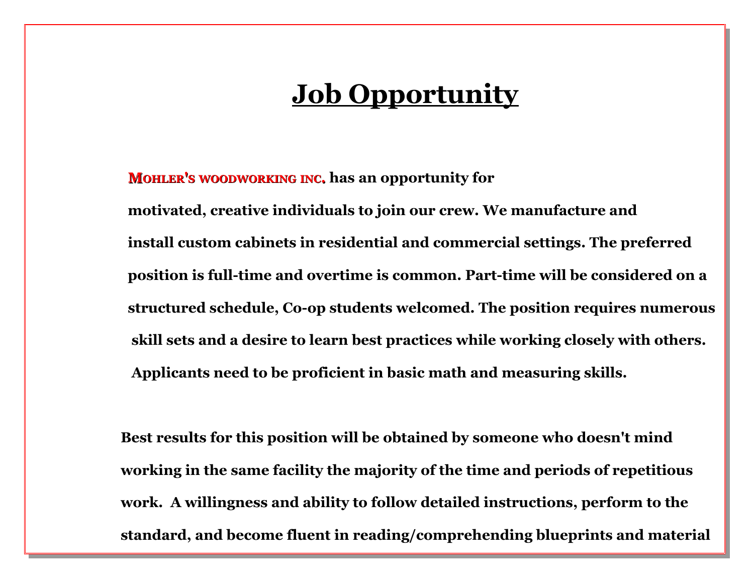# Job Opportunity

**MOHLER'S WOODWORKING INC. has an opportunity for motivated, creative individuals to join our crew. We manufacture and install custom cabinets in residential and commercial settings. The preferred position is full-time and overtime is common. Part-time will be considered on a structured schedule, Co-op students welcomed. The position requires numerous skill sets and a desire to learn best practices while working closely with others. Applicants need to be proficient in basic math and measuring skills.**

**Best results for this position will be obtained by someone who doesn't mind working in the same facility the majority of the time and periods of repetitious work. A willingness and ability to follow detailed instructions, perform to the standard, and become fluent in reading/comprehending blueprints and material**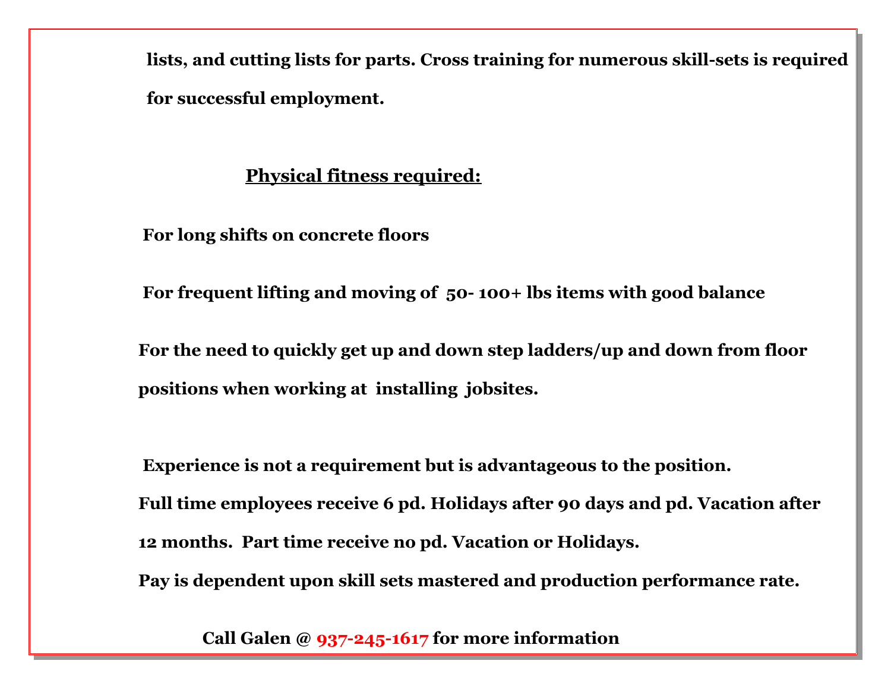**lists, and cutting lists for parts. Cross training for numerous skill-sets is required for successful employment.**

**<u>Physical fitness required:</u>**

**For long shifts on concrete floors**

**For frequent lifting and moving of 50- 100+ lbs items with good balance**

**For the need to quickly get up and down step ladders/up and down from floor positions when working at installing jobsites.**

**Experience is not a requirement but is advantageous to the position.**

**Full time employees receive 6 pd. Holidays after 90 days and pd. Vacation after 12 months. Part time receive no pd. Vacation or Holidays.**

**Pay is dependent upon skill sets mastered and production performance rate.**

**Call Galen @ 937-245-1617 for more information**